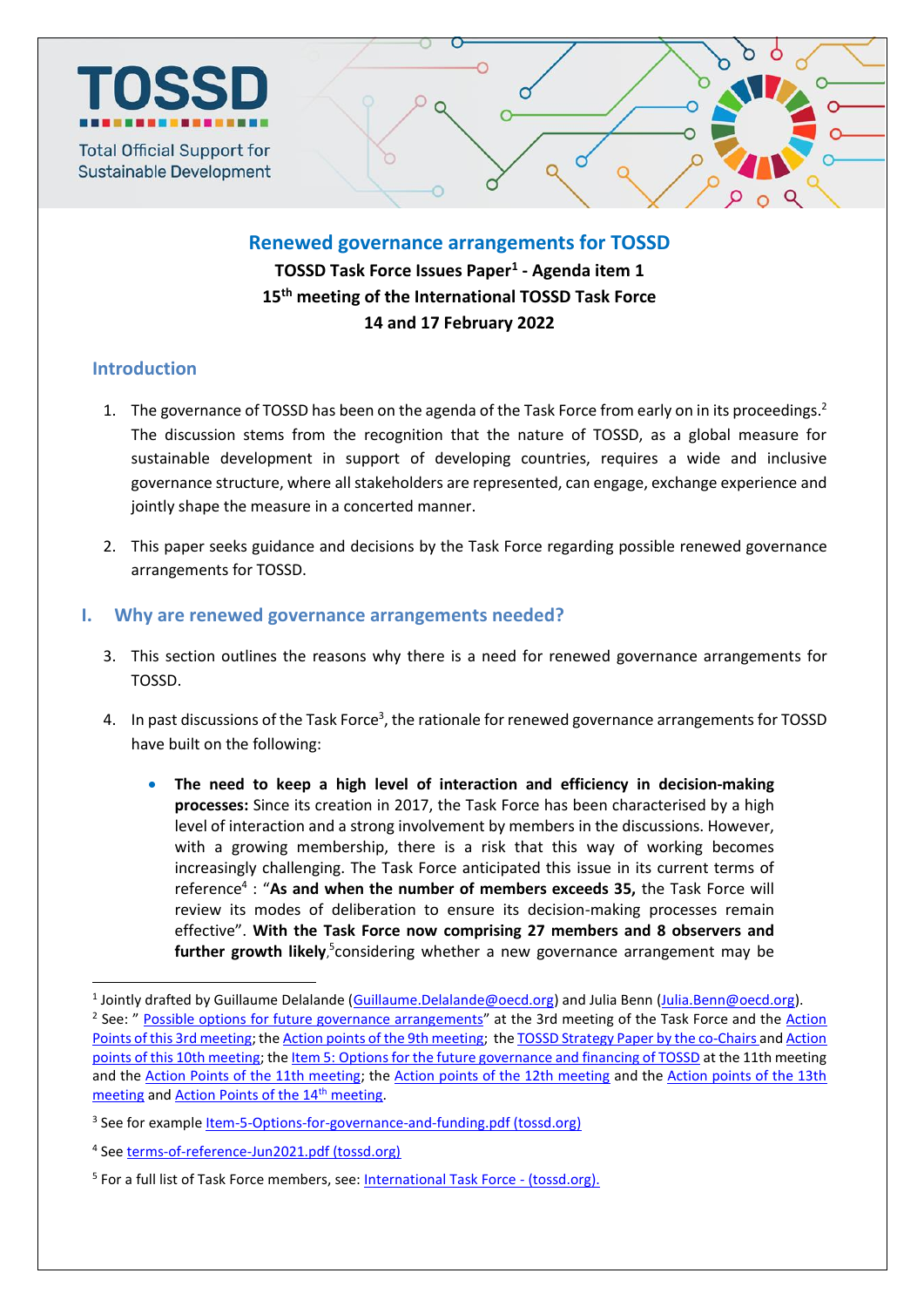TOSSD

Total Official Support for Sustainable Development

# Renewed governance arrangements for TOSSD

**TOSSD Task Force Issues Paper[1] - Agenda item 1**

**15th meeting of the International TOSSD Task Force**

**14 and 17 February 2022**

## Introduction

1. The governance of TOSSD has been on the agenda of the Task Force from early on in its proceedings.[2] The discussion stems from the recognition that the nature of TOSSD, as a global measure for sustainable development in support of developing countries, requires a wide and inclusive governance structure, where all stakeholders are represented, can engage, exchange experience and jointly shape the measure in a concerted manner.

2. This paper seeks guidance and decisions by the Task Force regarding possible renewed governance arrangements for TOSSD.

## I. Why are renewed governance arrangements needed?

3. This section outlines the reasons why there is a need for renewed governance arrangements for TOSSD.

4. In past discussions of the Task Force[3], the rationale for renewed governance arrangements for TOSSD have built on the following:

   - **The need to keep a high level of interaction and efficiency in decision-making processes:** Since its creation in 2017, the Task Force has been characterised by a high level of interaction and a strong involvement by members in the discussions. However, with a growing membership, there is a risk that this way of working becomes increasingly challenging. The Task Force anticipated this issue in its current terms of reference[4] : "**As and when the number of members exceeds 35,** the Task Force will review its modes of deliberation to ensure its decision-making processes remain effective". **With the Task Force now comprising 27 members and 8 observers and further growth likely**,[5]considering whether a new governance arrangement may be

---

[1] Jointly drafted by Guillaume Delalande (Guillaume.Delalande@oecd.org) and Julia Benn (Julia.Benn@oecd.org).

[2] See: " Possible options for future governance arrangements" at the 3rd meeting of the Task Force and the Action Points of this 3rd meeting; the Action points of the 9th meeting; the TOSSD Strategy Paper by the co-Chairs and Action points of this 10th meeting; the Item 5: Options for the future governance and financing of TOSSD at the 11th meeting and the Action Points of the 11th meeting; the Action points of the 12th meeting and the Action points of the 13th meeting and Action Points of the 14th meeting.

[3] See for example Item-5-Options-for-governance-and-funding.pdf (tossd.org)

[4] See terms-of-reference-Jun2021.pdf (tossd.org)

[5] For a full list of Task Force members, see: International Task Force - (tossd.org).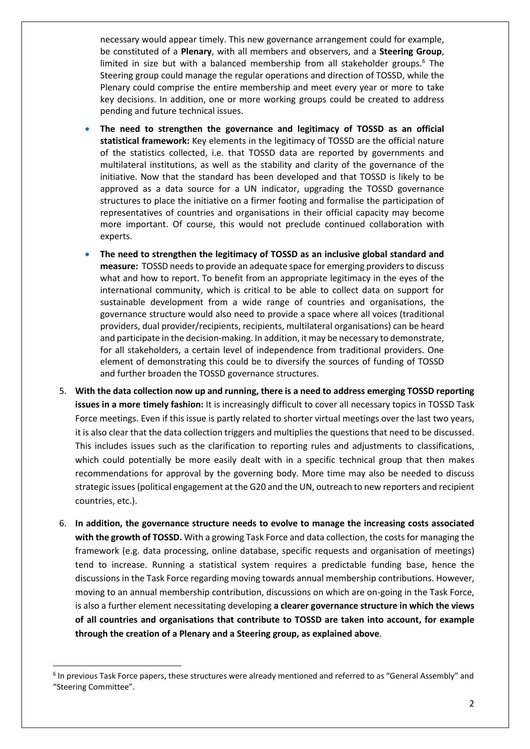necessary would appear timely. This new governance arrangement could for example, be constituted of a **Plenary**, with all members and observers, and a **Steering Group**, limited in size but with a balanced membership from all stakeholder groups.[6] The Steering group could manage the regular operations and direction of TOSSD, while the Plenary could comprise the entire membership and meet every year or more to take key decisions. In addition, one or more working groups could be created to address pending and future technical issues.

- **The need to strengthen the governance and legitimacy of TOSSD as an official statistical framework:** Key elements in the legitimacy of TOSSD are the official nature of the statistics collected, i.e. that TOSSD data are reported by governments and multilateral institutions, as well as the stability and clarity of the governance of the initiative. Now that the standard has been developed and that TOSSD is likely to be approved as a data source for a UN indicator, upgrading the TOSSD governance structures to place the initiative on a firmer footing and formalise the participation of representatives of countries and organisations in their official capacity may become more important. Of course, this would not preclude continued collaboration with experts.
- **The need to strengthen the legitimacy of TOSSD as an inclusive global standard and measure:** TOSSD needs to provide an adequate space for emerging providers to discuss what and how to report. To benefit from an appropriate legitimacy in the eyes of the international community, which is critical to be able to collect data on support for sustainable development from a wide range of countries and organisations, the governance structure would also need to provide a space where all voices (traditional providers, dual provider/recipients, recipients, multilateral organisations) can be heard and participate in the decision-making. In addition, it may be necessary to demonstrate, for all stakeholders, a certain level of independence from traditional providers. One element of demonstrating this could be to diversify the sources of funding of TOSSD and further broaden the TOSSD governance structures.

5. **With the data collection now up and running, there is a need to address emerging TOSSD reporting issues in a more timely fashion:** It is increasingly difficult to cover all necessary topics in TOSSD Task Force meetings. Even if this issue is partly related to shorter virtual meetings over the last two years, it is also clear that the data collection triggers and multiplies the questions that need to be discussed. This includes issues such as the clarification to reporting rules and adjustments to classifications, which could potentially be more easily dealt with in a specific technical group that then makes recommendations for approval by the governing body. More time may also be needed to discuss strategic issues (political engagement at the G20 and the UN, outreach to new reporters and recipient countries, etc.).

6. **In addition, the governance structure needs to evolve to manage the increasing costs associated with the growth of TOSSD.** With a growing Task Force and data collection, the costs for managing the framework (e.g. data processing, online database, specific requests and organisation of meetings) tend to increase. Running a statistical system requires a predictable funding base, hence the discussions in the Task Force regarding moving towards annual membership contributions. However, moving to an annual membership contribution, discussions on which are on-going in the Task Force, is also a further element necessitating developing **a clearer governance structure in which the views of all countries and organisations that contribute to TOSSD are taken into account, for example through the creation of a Plenary and a Steering group, as explained above**.

---

[6] In previous Task Force papers, these structures were already mentioned and referred to as "General Assembly" and "Steering Committee".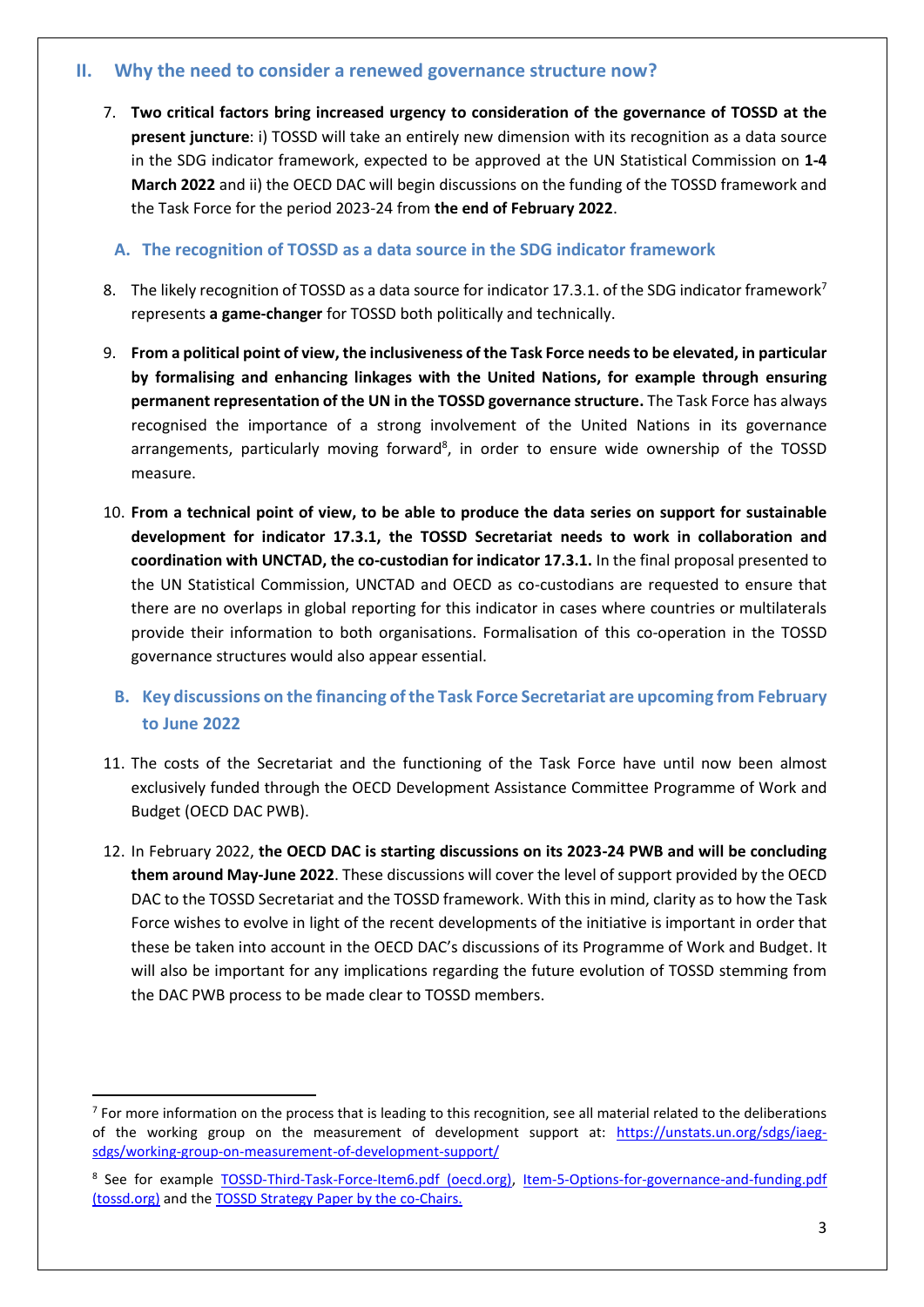## II. Why the need to consider a renewed governance structure now?

7. **Two critical factors bring increased urgency to consideration of the governance of TOSSD at the present juncture**: i) TOSSD will take an entirely new dimension with its recognition as a data source in the SDG indicator framework, expected to be approved at the UN Statistical Commission on **1-4 March 2022** and ii) the OECD DAC will begin discussions on the funding of the TOSSD framework and the Task Force for the period 2023-24 from **the end of February 2022**.

### A. The recognition of TOSSD as a data source in the SDG indicator framework

8. The likely recognition of TOSSD as a data source for indicator 17.3.1. of the SDG indicator framework[7] represents **a game-changer** for TOSSD both politically and technically.

9. **From a political point of view, the inclusiveness of the Task Force needs to be elevated, in particular by formalising and enhancing linkages with the United Nations, for example through ensuring permanent representation of the UN in the TOSSD governance structure.** The Task Force has always recognised the importance of a strong involvement of the United Nations in its governance arrangements, particularly moving forward[8], in order to ensure wide ownership of the TOSSD measure.

10. **From a technical point of view, to be able to produce the data series on support for sustainable development for indicator 17.3.1, the TOSSD Secretariat needs to work in collaboration and coordination with UNCTAD, the co-custodian for indicator 17.3.1.** In the final proposal presented to the UN Statistical Commission, UNCTAD and OECD as co-custodians are requested to ensure that there are no overlaps in global reporting for this indicator in cases where countries or multilaterals provide their information to both organisations. Formalisation of this co-operation in the TOSSD governance structures would also appear essential.

### B. Key discussions on the financing of the Task Force Secretariat are upcoming from February to June 2022

11. The costs of the Secretariat and the functioning of the Task Force have until now been almost exclusively funded through the OECD Development Assistance Committee Programme of Work and Budget (OECD DAC PWB).

12. In February 2022, **the OECD DAC is starting discussions on its 2023-24 PWB and will be concluding them around May-June 2022**. These discussions will cover the level of support provided by the OECD DAC to the TOSSD Secretariat and the TOSSD framework. With this in mind, clarity as to how the Task Force wishes to evolve in light of the recent developments of the initiative is important in order that these be taken into account in the OECD DAC's discussions of its Programme of Work and Budget. It will also be important for any implications regarding the future evolution of TOSSD stemming from the DAC PWB process to be made clear to TOSSD members.

---

[7] For more information on the process that is leading to this recognition, see all material related to the deliberations of the working group on the measurement of development support at: https://unstats.un.org/sdgs/iaeg-sdgs/working-group-on-measurement-of-development-support/

[8] See for example TOSSD-Third-Task-Force-Item6.pdf (oecd.org), Item-5-Options-for-governance-and-funding.pdf (tossd.org) and the TOSSD Strategy Paper by the co-Chairs.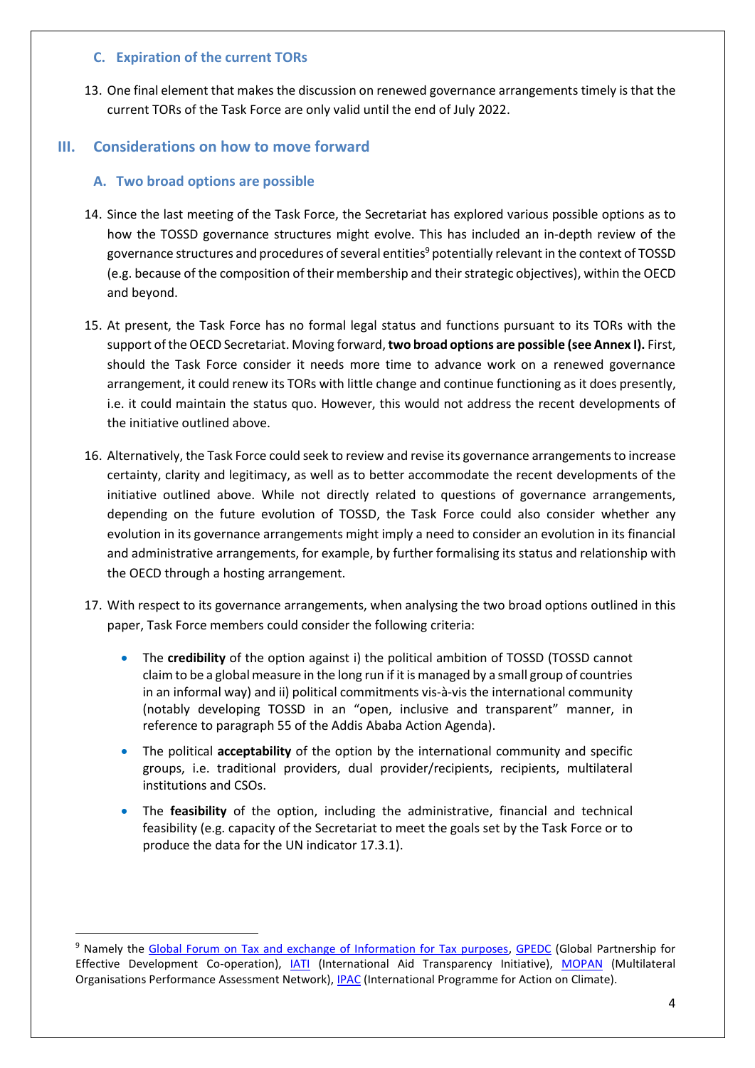### C. Expiration of the current TORs

13. One final element that makes the discussion on renewed governance arrangements timely is that the current TORs of the Task Force are only valid until the end of July 2022.

## III. Considerations on how to move forward

### A. Two broad options are possible

14. Since the last meeting of the Task Force, the Secretariat has explored various possible options as to how the TOSSD governance structures might evolve. This has included an in-depth review of the governance structures and procedures of several entities[9] potentially relevant in the context of TOSSD (e.g. because of the composition of their membership and their strategic objectives), within the OECD and beyond.

15. At present, the Task Force has no formal legal status and functions pursuant to its TORs with the support of the OECD Secretariat. Moving forward, **two broad options are possible (see Annex I).** First, should the Task Force consider it needs more time to advance work on a renewed governance arrangement, it could renew its TORs with little change and continue functioning as it does presently, i.e. it could maintain the status quo. However, this would not address the recent developments of the initiative outlined above.

16. Alternatively, the Task Force could seek to review and revise its governance arrangements to increase certainty, clarity and legitimacy, as well as to better accommodate the recent developments of the initiative outlined above. While not directly related to questions of governance arrangements, depending on the future evolution of TOSSD, the Task Force could also consider whether any evolution in its governance arrangements might imply a need to consider an evolution in its financial and administrative arrangements, for example, by further formalising its status and relationship with the OECD through a hosting arrangement.

17. With respect to its governance arrangements, when analysing the two broad options outlined in this paper, Task Force members could consider the following criteria:

    - The **credibility** of the option against i) the political ambition of TOSSD (TOSSD cannot claim to be a global measure in the long run if it is managed by a small group of countries in an informal way) and ii) political commitments vis-à-vis the international community (notably developing TOSSD in an "open, inclusive and transparent" manner, in reference to paragraph 55 of the Addis Ababa Action Agenda).
    - The political **acceptability** of the option by the international community and specific groups, i.e. traditional providers, dual provider/recipients, recipients, multilateral institutions and CSOs.
    - The **feasibility** of the option, including the administrative, financial and technical feasibility (e.g. capacity of the Secretariat to meet the goals set by the Task Force or to produce the data for the UN indicator 17.3.1).

---

[9] Namely the Global Forum on Tax and exchange of Information for Tax purposes, GPEDC (Global Partnership for Effective Development Co-operation), IATI (International Aid Transparency Initiative), MOPAN (Multilateral Organisations Performance Assessment Network), IPAC (International Programme for Action on Climate).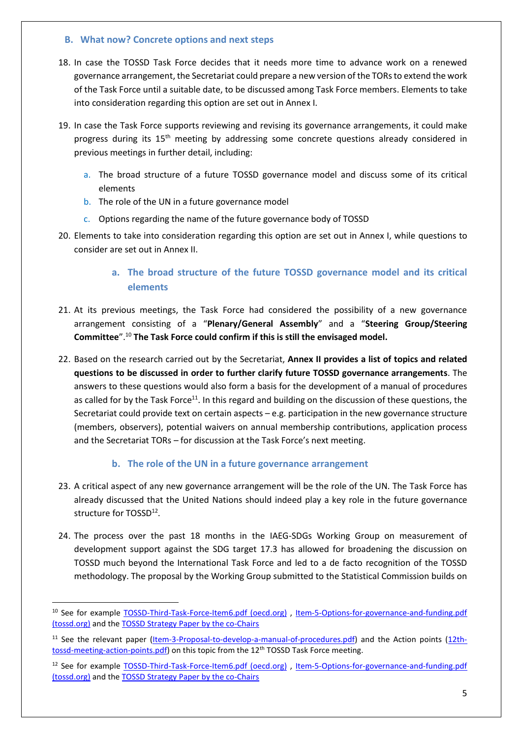## B. What now? Concrete options and next steps

18. In case the TOSSD Task Force decides that it needs more time to advance work on a renewed governance arrangement, the Secretariat could prepare a new version of the TORs to extend the work of the Task Force until a suitable date, to be discussed among Task Force members. Elements to take into consideration regarding this option are set out in Annex I.

19. In case the Task Force supports reviewing and revising its governance arrangements, it could make progress during its 15th meeting by addressing some concrete questions already considered in previous meetings in further detail, including:

    a. The broad structure of a future TOSSD governance model and discuss some of its critical elements
    b. The role of the UN in a future governance model
    c. Options regarding the name of the future governance body of TOSSD

20. Elements to take into consideration regarding this option are set out in Annex I, while questions to consider are set out in Annex II.

### a. The broad structure of the future TOSSD governance model and its critical elements

21. At its previous meetings, the Task Force had considered the possibility of a new governance arrangement consisting of a "**Plenary/General Assembly**" and a "**Steering Group/Steering Committee**".[10] **The Task Force could confirm if this is still the envisaged model.**

22. Based on the research carried out by the Secretariat, **Annex II provides a list of topics and related questions to be discussed in order to further clarify future TOSSD governance arrangements**. The answers to these questions would also form a basis for the development of a manual of procedures as called for by the Task Force[11]. In this regard and building on the discussion of these questions, the Secretariat could provide text on certain aspects – e.g. participation in the new governance structure (members, observers), potential waivers on annual membership contributions, application process and the Secretariat TORs – for discussion at the Task Force's next meeting.

### b. The role of the UN in a future governance arrangement

23. A critical aspect of any new governance arrangement will be the role of the UN. The Task Force has already discussed that the United Nations should indeed play a key role in the future governance structure for TOSSD[12].

24. The process over the past 18 months in the IAEG-SDGs Working Group on measurement of development support against the SDG target 17.3 has allowed for broadening the discussion on TOSSD much beyond the International Task Force and led to a de facto recognition of the TOSSD methodology. The proposal by the Working Group submitted to the Statistical Commission builds on

---

[10] See for example TOSSD-Third-Task-Force-Item6.pdf (oecd.org) , Item-5-Options-for-governance-and-funding.pdf (tossd.org) and the TOSSD Strategy Paper by the co-Chairs

[11] See the relevant paper (Item-3-Proposal-to-develop-a-manual-of-procedures.pdf) and the Action points (12th-tossd-meeting-action-points.pdf) on this topic from the 12th TOSSD Task Force meeting.

[12] See for example TOSSD-Third-Task-Force-Item6.pdf (oecd.org) , Item-5-Options-for-governance-and-funding.pdf (tossd.org) and the TOSSD Strategy Paper by the co-Chairs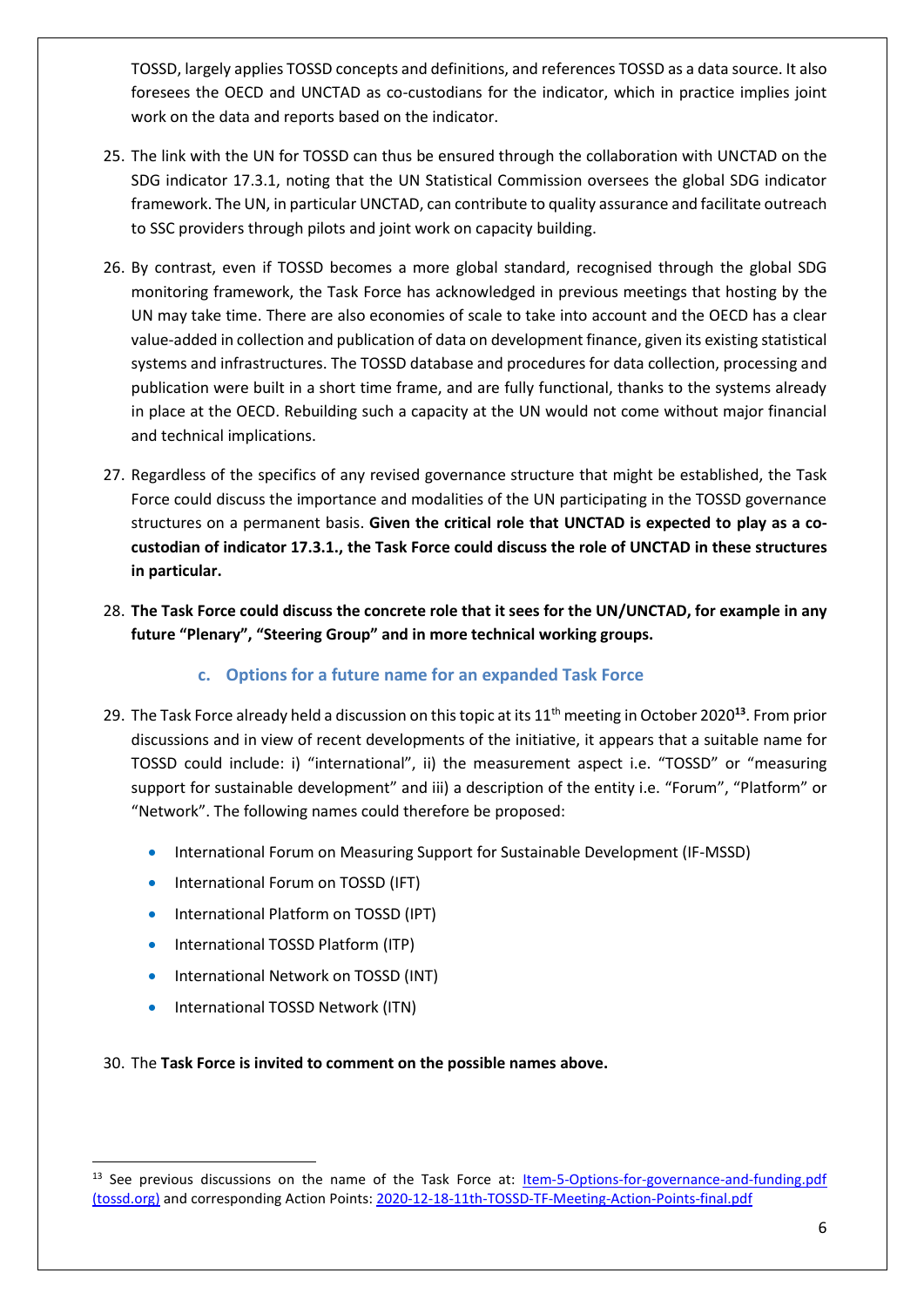TOSSD, largely applies TOSSD concepts and definitions, and references TOSSD as a data source. It also foresees the OECD and UNCTAD as co-custodians for the indicator, which in practice implies joint work on the data and reports based on the indicator.

25. The link with the UN for TOSSD can thus be ensured through the collaboration with UNCTAD on the SDG indicator 17.3.1, noting that the UN Statistical Commission oversees the global SDG indicator framework. The UN, in particular UNCTAD, can contribute to quality assurance and facilitate outreach to SSC providers through pilots and joint work on capacity building.

26. By contrast, even if TOSSD becomes a more global standard, recognised through the global SDG monitoring framework, the Task Force has acknowledged in previous meetings that hosting by the UN may take time. There are also economies of scale to take into account and the OECD has a clear value-added in collection and publication of data on development finance, given its existing statistical systems and infrastructures. The TOSSD database and procedures for data collection, processing and publication were built in a short time frame, and are fully functional, thanks to the systems already in place at the OECD. Rebuilding such a capacity at the UN would not come without major financial and technical implications.

27. Regardless of the specifics of any revised governance structure that might be established, the Task Force could discuss the importance and modalities of the UN participating in the TOSSD governance structures on a permanent basis. **Given the critical role that UNCTAD is expected to play as a co-custodian of indicator 17.3.1., the Task Force could discuss the role of UNCTAD in these structures in particular.**

28. **The Task Force could discuss the concrete role that it sees for the UN/UNCTAD, for example in any future "Plenary", "Steering Group" and in more technical working groups.**

### c. Options for a future name for an expanded Task Force

29. The Task Force already held a discussion on this topic at its 11th meeting in October 2020[13]. From prior discussions and in view of recent developments of the initiative, it appears that a suitable name for TOSSD could include: i) "international", ii) the measurement aspect i.e. "TOSSD" or "measuring support for sustainable development" and iii) a description of the entity i.e. "Forum", "Platform" or "Network". The following names could therefore be proposed:

   - International Forum on Measuring Support for Sustainable Development (IF-MSSD)
   - International Forum on TOSSD (IFT)
   - International Platform on TOSSD (IPT)
   - International TOSSD Platform (ITP)
   - International Network on TOSSD (INT)
   - International TOSSD Network (ITN)

30. The **Task Force is invited to comment on the possible names above.**

---

[13] See previous discussions on the name of the Task Force at: [Item-5-Options-for-governance-and-funding.pdf (tossd.org)]() and corresponding Action Points: [2020-12-18-11th-TOSSD-TF-Meeting-Action-Points-final.pdf]()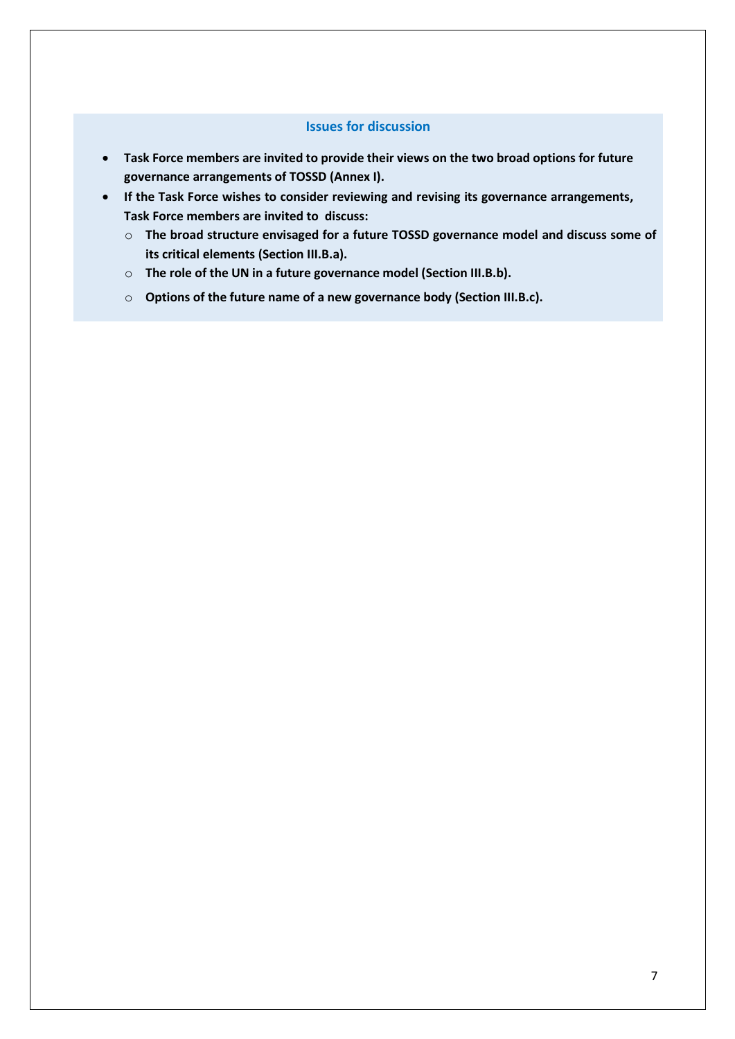### Issues for discussion

- **Task Force members are invited to provide their views on the two broad options for future governance arrangements of TOSSD (Annex I).**
- **If the Task Force wishes to consider reviewing and revising its governance arrangements, Task Force members are invited to discuss:**
  - **The broad structure envisaged for a future TOSSD governance model and discuss some of its critical elements (Section III.B.a).**
  - **The role of the UN in a future governance model (Section III.B.b).**
  - **Options of the future name of a new governance body (Section III.B.c).**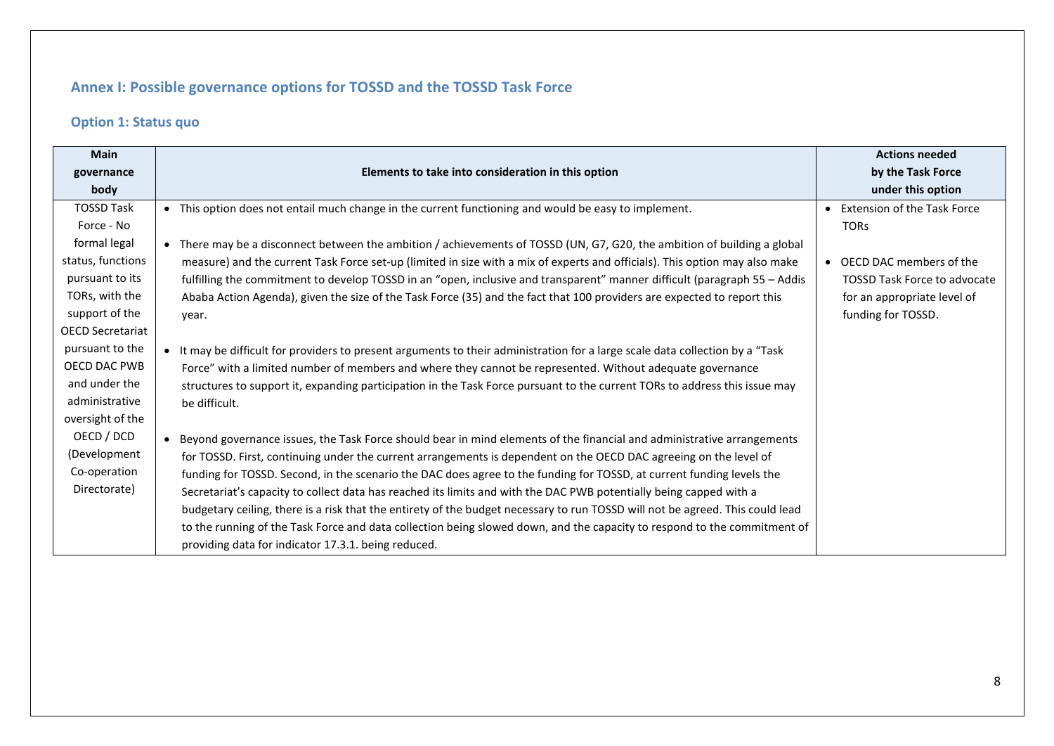## Annex I: Possible governance options for TOSSD and the TOSSD Task Force

### Option 1: Status quo

| Main governance body | Elements to take into consideration in this option | Actions needed by the Task Force under this option |
|---|---|---|
| TOSSD Task Force - No formal legal status, functions pursuant to its TORs, with the support of the OECD Secretariat pursuant to the OECD DAC PWB and under the administrative oversight of the OECD / DCD (Development Co-operation Directorate) | • This option does not entail much change in the current functioning and would be easy to implement.<br><br>• There may be a disconnect between the ambition / achievements of TOSSD (UN, G7, G20, the ambition of building a global measure) and the current Task Force set-up (limited in size with a mix of experts and officials). This option may also make fulfilling the commitment to develop TOSSD in an "open, inclusive and transparent" manner difficult (paragraph 55 – Addis Ababa Action Agenda), given the size of the Task Force (35) and the fact that 100 providers are expected to report this year.<br><br>• It may be difficult for providers to present arguments to their administration for a large scale data collection by a "Task Force" with a limited number of members and where they cannot be represented. Without adequate governance structures to support it, expanding participation in the Task Force pursuant to the current TORs to address this issue may be difficult.<br><br>• Beyond governance issues, the Task Force should bear in mind elements of the financial and administrative arrangements for TOSSD. First, continuing under the current arrangements is dependent on the OECD DAC agreeing on the level of funding for TOSSD. Second, in the scenario the DAC does agree to the funding for TOSSD, at current funding levels the Secretariat's capacity to collect data has reached its limits and with the DAC PWB potentially being capped with a budgetary ceiling, there is a risk that the entirety of the budget necessary to run TOSSD will not be agreed. This could lead to the running of the Task Force and data collection being slowed down, and the capacity to respond to the commitment of providing data for indicator 17.3.1. being reduced. | • Extension of the Task Force TORs<br><br>• OECD DAC members of the TOSSD Task Force to advocate for an appropriate level of funding for TOSSD. |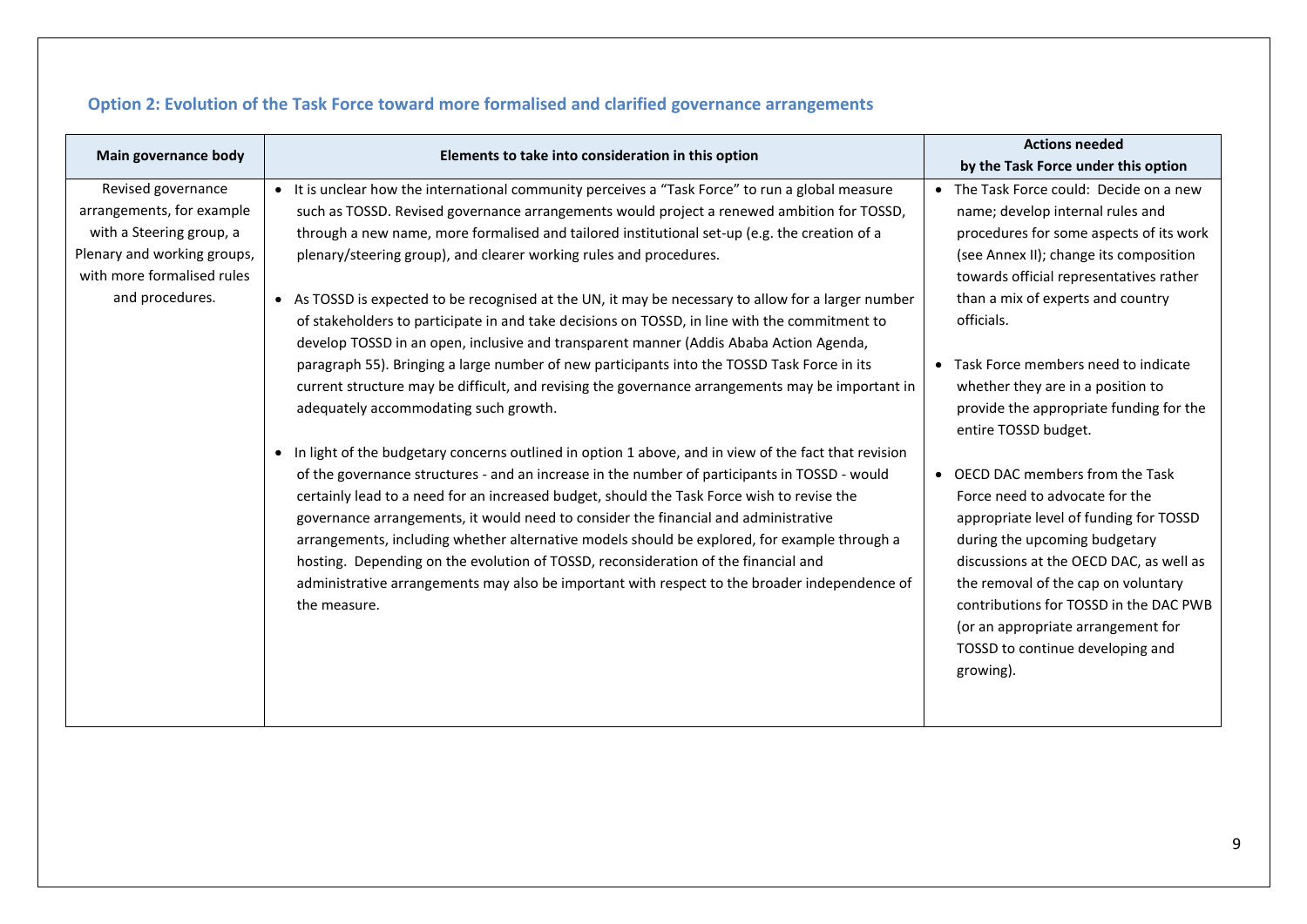### Option 2: Evolution of the Task Force toward more formalised and clarified governance arrangements

| Main governance body | Elements to take into consideration in this option | Actions needed by the Task Force under this option |
|---|---|---|
| Revised governance arrangements, for example with a Steering group, a Plenary and working groups, with more formalised rules and procedures. | • It is unclear how the international community perceives a "Task Force" to run a global measure such as TOSSD. Revised governance arrangements would project a renewed ambition for TOSSD, through a new name, more formalised and tailored institutional set-up (e.g. the creation of a plenary/steering group), and clearer working rules and procedures.<br><br>• As TOSSD is expected to be recognised at the UN, it may be necessary to allow for a larger number of stakeholders to participate in and take decisions on TOSSD, in line with the commitment to develop TOSSD in an open, inclusive and transparent manner (Addis Ababa Action Agenda, paragraph 55). Bringing a large number of new participants into the TOSSD Task Force in its current structure may be difficult, and revising the governance arrangements may be important in adequately accommodating such growth.<br><br>• In light of the budgetary concerns outlined in option 1 above, and in view of the fact that revision of the governance structures - and an increase in the number of participants in TOSSD - would certainly lead to a need for an increased budget, should the Task Force wish to revise the governance arrangements, it would need to consider the financial and administrative arrangements, including whether alternative models should be explored, for example through a hosting. Depending on the evolution of TOSSD, reconsideration of the financial and administrative arrangements may also be important with respect to the broader independence of the measure. | • The Task Force could: Decide on a new name; develop internal rules and procedures for some aspects of its work (see Annex II); change its composition towards official representatives rather than a mix of experts and country officials.<br><br>• Task Force members need to indicate whether they are in a position to provide the appropriate funding for the entire TOSSD budget.<br><br>• OECD DAC members from the Task Force need to advocate for the appropriate level of funding for TOSSD during the upcoming budgetary discussions at the OECD DAC, as well as the removal of the cap on voluntary contributions for TOSSD in the DAC PWB (or an appropriate arrangement for TOSSD to continue developing and growing). |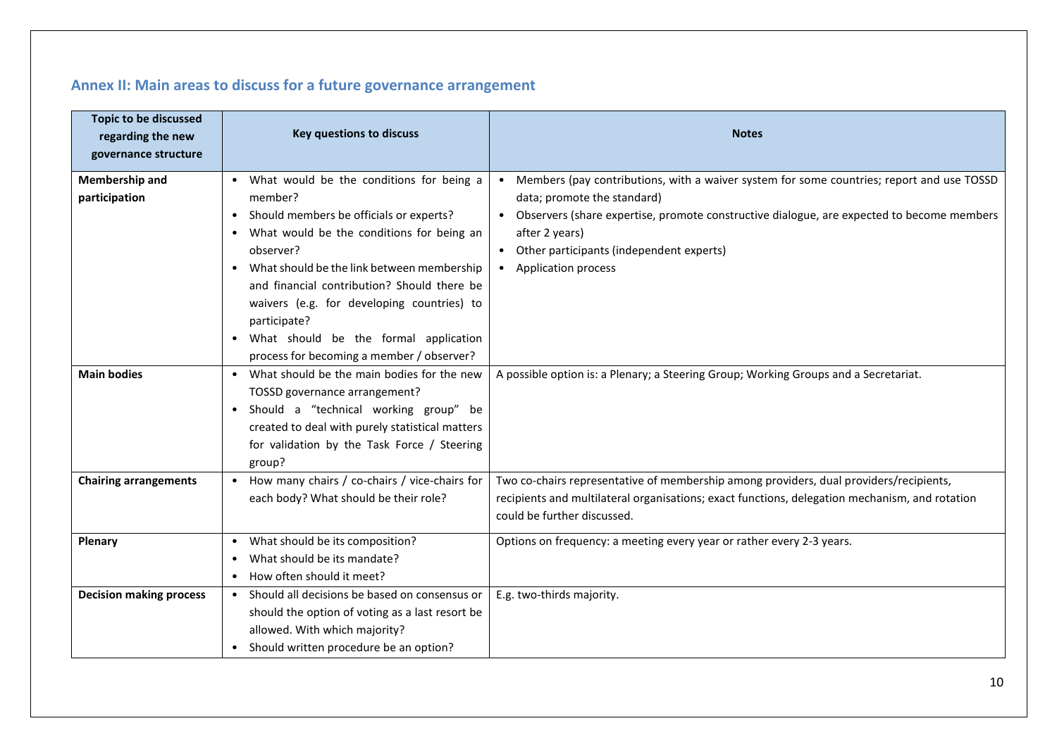## Annex II: Main areas to discuss for a future governance arrangement

| Topic to be discussed regarding the new governance structure | Key questions to discuss | Notes |
|---|---|---|
| **Membership and participation** | • What would be the conditions for being a member?<br>• Should members be officials or experts?<br>• What would be the conditions for being an observer?<br>• What should be the link between membership and financial contribution? Should there be waivers (e.g. for developing countries) to participate?<br>• What should be the formal application process for becoming a member / observer? | • Members (pay contributions, with a waiver system for some countries; report and use TOSSD data; promote the standard)<br>• Observers (share expertise, promote constructive dialogue, are expected to become members after 2 years)<br>• Other participants (independent experts)<br>• Application process |
| **Main bodies** | • What should be the main bodies for the new TOSSD governance arrangement?<br>• Should a "technical working group" be created to deal with purely statistical matters for validation by the Task Force / Steering group? | A possible option is: a Plenary; a Steering Group; Working Groups and a Secretariat. |
| **Chairing arrangements** | • How many chairs / co-chairs / vice-chairs for each body? What should be their role? | Two co-chairs representative of membership among providers, dual providers/recipients, recipients and multilateral organisations; exact functions, delegation mechanism, and rotation could be further discussed. |
| **Plenary** | • What should be its composition?<br>• What should be its mandate?<br>• How often should it meet? | Options on frequency: a meeting every year or rather every 2-3 years. |
| **Decision making process** | • Should all decisions be based on consensus or should the option of voting as a last resort be allowed. With which majority?<br>• Should written procedure be an option? | E.g. two-thirds majority. |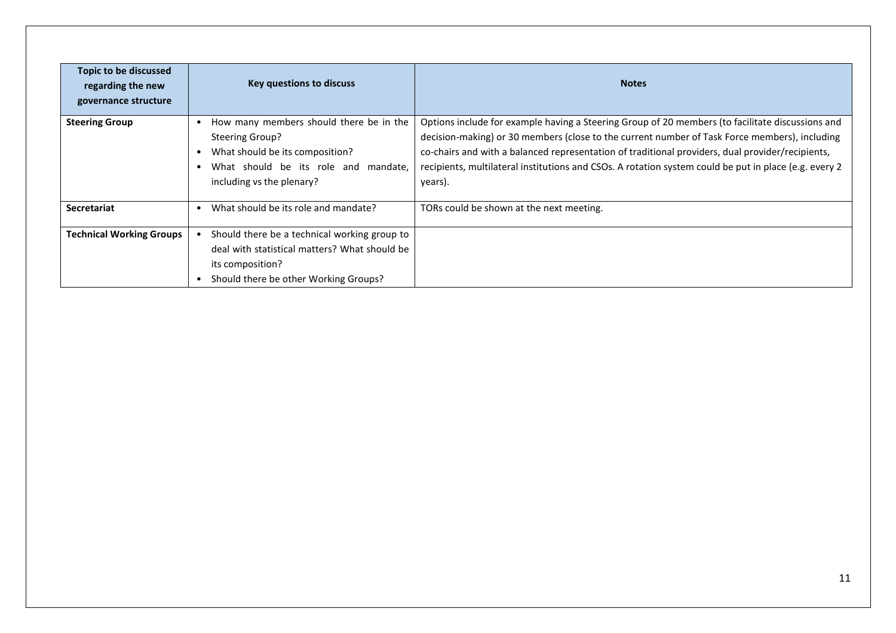| Topic to be discussed regarding the new governance structure | Key questions to discuss | Notes |
| --- | --- | --- |
| **Steering Group** | • How many members should there be in the Steering Group?<br>• What should be its composition?<br>• What should be its role and mandate, including vs the plenary? | Options include for example having a Steering Group of 20 members (to facilitate discussions and decision-making) or 30 members (close to the current number of Task Force members), including co-chairs and with a balanced representation of traditional providers, dual provider/recipients, recipients, multilateral institutions and CSOs. A rotation system could be put in place (e.g. every 2 years). |
| **Secretariat** | • What should be its role and mandate? | TORs could be shown at the next meeting. |
| **Technical Working Groups** | • Should there be a technical working group to deal with statistical matters? What should be its composition?<br>• Should there be other Working Groups? | |